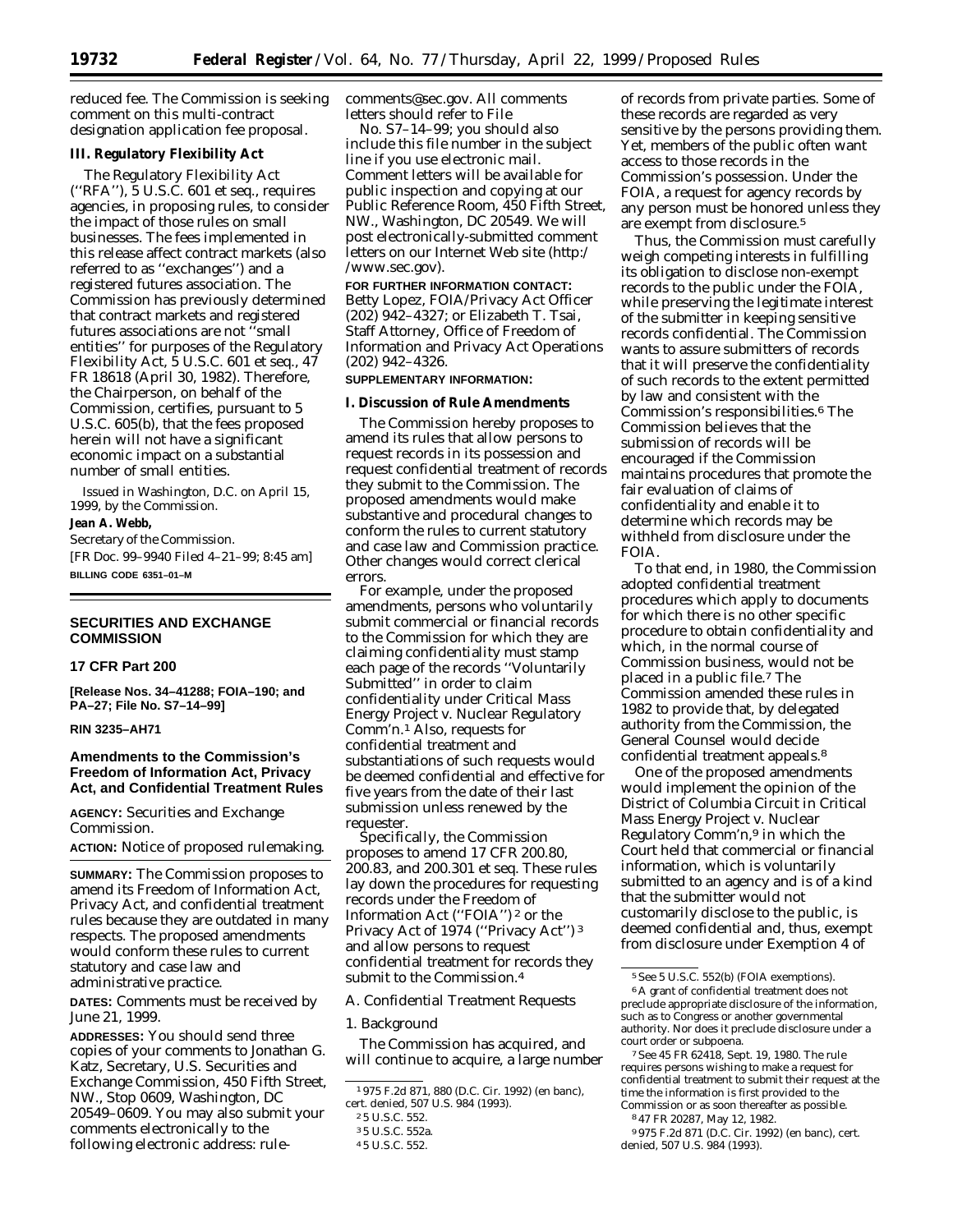reduced fee. The Commission is seeking comment on this multi-contract designation application fee proposal.

**III. Regulatory Flexibility Act**

The Regulatory Flexibility Act (''RFA''), 5 U.S.C. 601 *et seq.*, requires agencies, in proposing rules, to consider the impact of those rules on small businesses. The fees implemented in this release affect contract markets (also referred to as ''exchanges'') and a registered futures association. The Commission has previously determined that contract markets and registered futures associations are not ''small entities'' for purposes of the Regulatory Flexibility Act, 5 U.S.C. 601 *et seq.*, 47 FR 18618 (April 30, 1982). Therefore, the Chairperson, on behalf of the Commission, certifies, pursuant to 5 U.S.C. 605(b), that the fees proposed herein will not have a significant economic impact on a substantial number of small entities.

Issued in Washington, D.C. on April 15, 1999, by the Commission.

**Jean A. Webb,**

*Secretary of the Commission.*

[FR Doc. 99–9940 Filed 4–21–99; 8:45 am]

**BILLING CODE 6351–01–M**

---

## SECURITIES AND EXCHANGE COMMISSION

### 17 CFR Part 200

**[Release Nos. 34–41288; FOIA–190; and PA–27; File No. S7–14–99]**

**RIN 3235–AH71**

### Amendments to the Commission's Freedom of Information Act, Privacy Act, and Confidential Treatment Rules

**AGENCY:** Securities and Exchange Commission.

**ACTION:** Notice of proposed rulemaking.

**SUMMARY:** The Commission proposes to amend its Freedom of Information Act, Privacy Act, and confidential treatment rules because they are outdated in many respects. The proposed amendments would conform these rules to current statutory and case law and administrative practice.

**DATES:** Comments must be received by June 21, 1999.

**ADDRESSES:** You should send three copies of your comments to Jonathan G. Katz, Secretary, U.S. Securities and Exchange Commission, 450 Fifth Street, NW., Stop 0609, Washington, DC 20549–0609. You may also submit your comments electronically to the following electronic address: rule-comments@sec.gov. All comments letters should refer to File No. S7–14–99; you should also include this file number in the subject line if you use electronic mail. Comment letters will be available for public inspection and copying at our Public Reference Room, 450 Fifth Street, NW., Washington, DC 20549. We will post electronically-submitted comment letters on our Internet Web site (http://www.sec.gov).

**FOR FURTHER INFORMATION CONTACT:** Betty Lopez, FOIA/Privacy Act Officer (202) 942–4327; or Elizabeth T. Tsai, Staff Attorney, Office of Freedom of Information and Privacy Act Operations (202) 942–4326.

**SUPPLEMENTARY INFORMATION:**

**I. Discussion of Rule Amendments**

The Commission hereby proposes to amend its rules that allow persons to request records in its possession and request confidential treatment of records they submit to the Commission. The proposed amendments would make substantive and procedural changes to conform the rules to current statutory and case law and Commission practice. Other changes would correct clerical errors.

For example, under the proposed amendments, persons who voluntarily submit commercial or financial records to the Commission for which they are claiming confidentiality must stamp each page of the records ''Voluntarily Submitted'' in order to claim confidentiality under *Critical Mass Energy Project* v. *Nuclear Regulatory Comm'n.*[1] Also, requests for confidential treatment and substantiations of such requests would be deemed confidential and effective for five years from the date of their last submission unless renewed by the requester.

Specifically, the Commission proposes to amend 17 CFR 200.80, 200.83, and 200.301 *et seq.* These rules lay down the procedures for requesting records under the Freedom of Information Act (''FOIA'')[2] or the Privacy Act of 1974 (''Privacy Act'')[3] and allow persons to request confidential treatment for records they submit to the Commission.[4]

*A. Confidential Treatment Requests*

*1. Background*

The Commission has acquired, and will continue to acquire, a large number of records from private parties. Some of these records are regarded as very sensitive by the persons providing them. Yet, members of the public often want access to those records in the Commission's possession. Under the FOIA, a request for agency records by any person must be honored unless they are exempt from disclosure.[5]

Thus, the Commission must carefully weigh competing interests in fulfilling its obligation to disclose non-exempt records to the public under the FOIA, while preserving the legitimate interest of the submitter in keeping sensitive records confidential. The Commission wants to assure submitters of records that it will preserve the confidentiality of such records to the extent permitted by law and consistent with the Commission's responsibilities.[6] The Commission believes that the submission of records will be encouraged if the Commission maintains procedures that promote the fair evaluation of claims of confidentiality and enable it to determine which records may be withheld from disclosure under the FOIA.

To that end, in 1980, the Commission adopted confidential treatment procedures which apply to documents for which there is no other specific procedure to obtain confidentiality and which, in the normal course of Commission business, would not be placed in a public file.[7] The Commission amended these rules in 1982 to provide that, by delegated authority from the Commission, the General Counsel would decide confidential treatment appeals.[8]

One of the proposed amendments would implement the opinion of the District of Columbia Circuit in *Critical Mass Energy Project* v. *Nuclear Regulatory Comm'n,*[9] in which the Court held that commercial or financial information, which is voluntarily submitted to an agency and is of a kind that the submitter would not customarily disclose to the public, is deemed confidential and, thus, exempt from disclosure under Exemption 4 of

---

[1] 975 F.2d 871, 880 (D.C. Cir. 1992) (en banc), cert. denied, 507 U.S. 984 (1993).

[2] 5 U.S.C. 552.

[3] 5 U.S.C. 552a.

[4] 5 U.S.C. 552.

[5] *See* 5 U.S.C. 552(b) (FOIA exemptions).

[6] A grant of confidential treatment does not preclude appropriate disclosure of the information, such as to Congress or another governmental authority. Nor does it preclude disclosure under a court order or subpoena.

[7] *See* 45 FR 62418, Sept. 19, 1980. The rule requires persons wishing to make a request for confidential treatment to submit their request at the time the information is first provided to the Commission or as soon thereafter as possible.

[8] 47 FR 20287, May 12, 1982.

[9] 975 F.2d 871 (D.C. Cir. 1992) (en banc), cert. denied, 507 U.S. 984 (1993).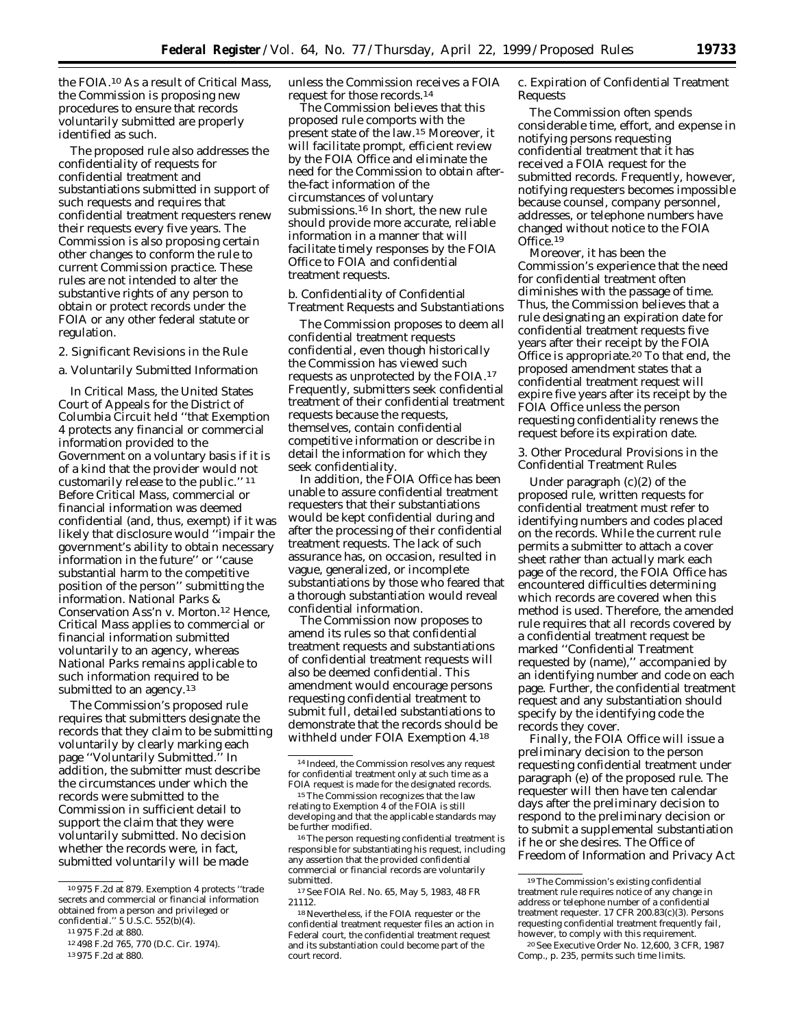the FOIA.[10] As a result of Critical Mass, the Commission is proposing new procedures to ensure that records voluntarily submitted are properly identified as such.

The proposed rule also addresses the confidentiality of requests for confidential treatment and substantiations submitted in support of such requests and requires that confidential treatment requesters renew their requests every five years. The Commission is also proposing certain other changes to conform the rule to current Commission practice. These rules are not intended to alter the substantive rights of any person to obtain or protect records under the FOIA or any other federal statute or regulation.

2. Significant Revisions in the Rule

a. Voluntarily Submitted Information

In Critical Mass, the United States Court of Appeals for the District of Columbia Circuit held ''that Exemption 4 protects any financial or commercial information provided to the Government on a voluntary basis if it is of a kind that the provider would not customarily release to the public.'' [11] Before Critical Mass, commercial or financial information was deemed confidential (and, thus, exempt) if it was likely that disclosure would ''impair the government's ability to obtain necessary information in the future'' or ''cause substantial harm to the competitive position of the person'' submitting the information. *National Parks & Conservation Ass'n* v. *Morton*.[12] Hence, Critical Mass applies to commercial or financial information submitted voluntarily to an agency, whereas National Parks remains applicable to such information required to be submitted to an agency.[13]

The Commission's proposed rule requires that submitters designate the records that they claim to be submitting voluntarily by clearly marking each page ''Voluntarily Submitted.'' In addition, the submitter must describe the circumstances under which the records were submitted to the Commission in sufficient detail to support the claim that they were voluntarily submitted. No decision whether the records were, in fact, submitted voluntarily will be made unless the Commission receives a FOIA request for those records.[14]

The Commission believes that this proposed rule comports with the present state of the law.[15] Moreover, it will facilitate prompt, efficient review by the FOIA Office and eliminate the need for the Commission to obtain after-the-fact information of the circumstances of voluntary submissions.[16] In short, the new rule should provide more accurate, reliable information in a manner that will facilitate timely responses by the FOIA Office to FOIA and confidential treatment requests.

b. Confidentiality of Confidential Treatment Requests and Substantiations

The Commission proposes to deem all confidential treatment requests confidential, even though historically the Commission has viewed such requests as unprotected by the FOIA.[17] Frequently, submitters seek confidential treatment of their confidential treatment requests because the requests, themselves, contain confidential competitive information or describe in detail the information for which they seek confidentiality.

In addition, the FOIA Office has been unable to assure confidential treatment requesters that their substantiations would be kept confidential during and after the processing of their confidential treatment requests. The lack of such assurance has, on occasion, resulted in vague, generalized, or incomplete substantiations by those who feared that a thorough substantiation would reveal confidential information.

The Commission now proposes to amend its rules so that confidential treatment requests and substantiations of confidential treatment requests will also be deemed confidential. This amendment would encourage persons requesting confidential treatment to submit full, detailed substantiations to demonstrate that the records should be withheld under FOIA Exemption 4.[18]

c. Expiration of Confidential Treatment Requests

The Commission often spends considerable time, effort, and expense in notifying persons requesting confidential treatment that it has received a FOIA request for the submitted records. Frequently, however, notifying requesters becomes impossible because counsel, company personnel, addresses, or telephone numbers have changed without notice to the FOIA Office.[19]

Moreover, it has been the Commission's experience that the need for confidential treatment often diminishes with the passage of time. Thus, the Commission believes that a rule designating an expiration date for confidential treatment requests five years after their receipt by the FOIA Office is appropriate.[20] To that end, the proposed amendment states that a confidential treatment request will expire five years after its receipt by the FOIA Office unless the person requesting confidentiality renews the request before its expiration date.

3. Other Procedural Provisions in the Confidential Treatment Rules

Under paragraph (c)(2) of the proposed rule, written requests for confidential treatment must refer to identifying numbers and codes placed on the records. While the current rule permits a submitter to attach a cover sheet rather than actually mark each page of the record, the FOIA Office has encountered difficulties determining which records are covered when this method is used. Therefore, the amended rule requires that all records covered by a confidential treatment request be marked ''Confidential Treatment requested by (name),'' accompanied by an identifying number and code on each page. Further, the confidential treatment request and any substantiation should specify by the identifying code the records they cover.

Finally, the FOIA Office will issue a preliminary decision to the person requesting confidential treatment under paragraph (e) of the proposed rule. The requester will then have ten calendar days after the preliminary decision to respond to the preliminary decision or to submit a supplemental substantiation if he or she desires. The Office of Freedom of Information and Privacy Act

---

[10] 975 F.2d at 879. Exemption 4 protects ''trade secrets and commercial or financial information obtained from a person and privileged or confidential.'' 5 U.S.C. 552(b)(4).

[11] 975 F.2d at 880.

[12] 498 F.2d 765, 770 (D.C. Cir. 1974).

[13] 975 F.2d at 880.

[14] Indeed, the Commission resolves any request for confidential treatment only at such time as a FOIA request is made for the designated records.

[15] The Commission recognizes that the law relating to Exemption 4 of the FOIA is still developing and that the applicable standards may be further modified.

[16] The person requesting confidential treatment is responsible for substantiating his request, including any assertion that the provided confidential commercial or financial records are voluntarily submitted.

[17] *See* FOIA Rel. No. 65, May 5, 1983, 48 FR 21112.

[18] Nevertheless, if the FOIA requester or the confidential treatment requester files an action in Federal court, the confidential treatment request and its substantiation could become part of the court record.

[19] The Commission's existing confidential treatment rule requires notice of any change in address or telephone number of a confidential treatment requester. 17 CFR 200.83(c)(3). Persons requesting confidential treatment frequently fail, however, to comply with this requirement.

[20] *See* Executive Order No. 12,600, 3 CFR, 1987 Comp., p. 235, permits such time limits.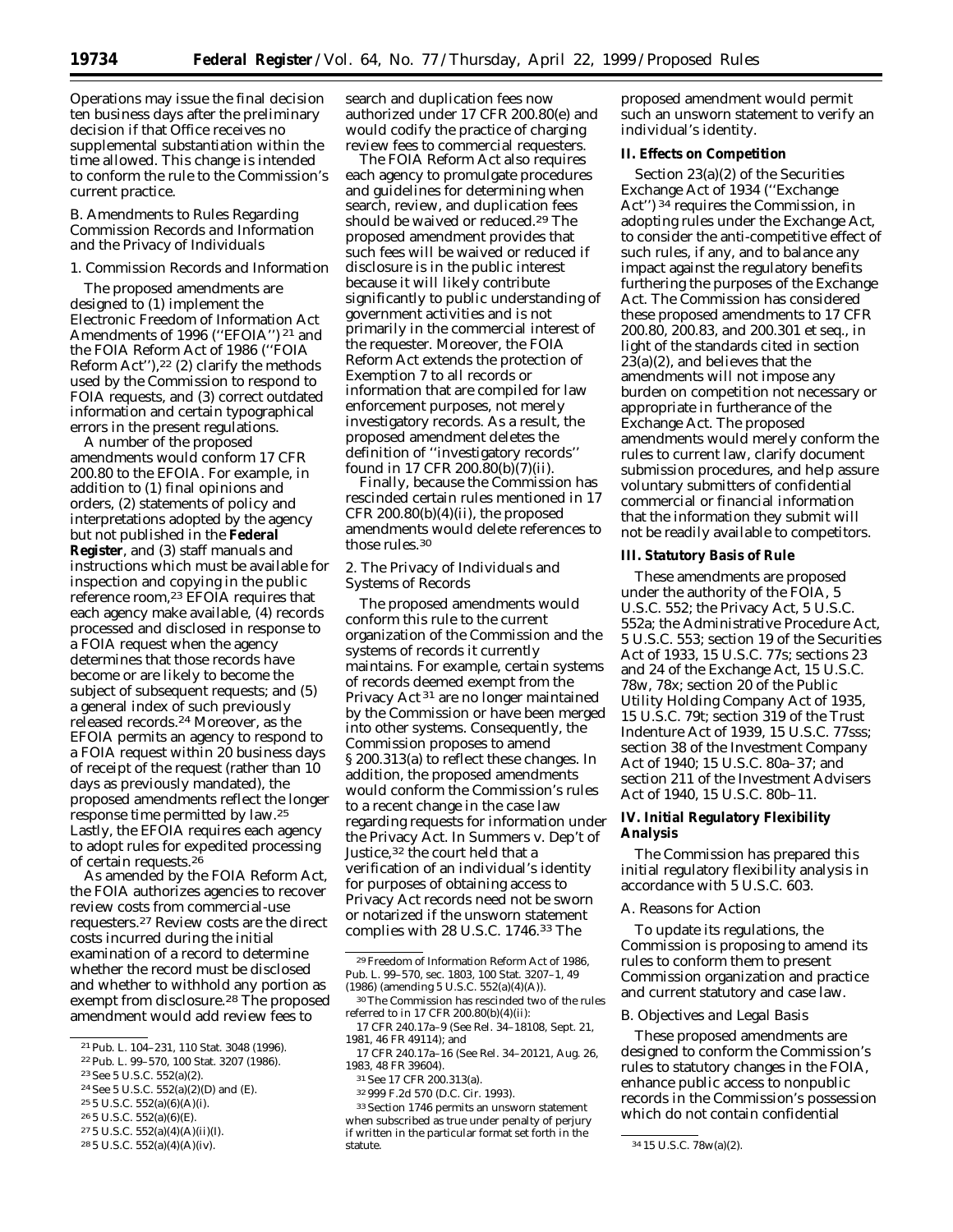Operations may issue the final decision ten business days after the preliminary decision if that Office receives no supplemental substantiation within the time allowed. This change is intended to conform the rule to the Commission's current practice.

### B. Amendments to Rules Regarding Commission Records and Information and the Privacy of Individuals

#### 1. Commission Records and Information

The proposed amendments are designed to (1) implement the Electronic Freedom of Information Act Amendments of 1996 (''EFOIA'') [21] and the FOIA Reform Act of 1986 (''FOIA Reform Act''),[22] (2) clarify the methods used by the Commission to respond to FOIA requests, and (3) correct outdated information and certain typographical errors in the present regulations.

A number of the proposed amendments would conform 17 CFR 200.80 to the EFOIA. For example, in addition to (1) final opinions and orders, (2) statements of policy and interpretations adopted by the agency but not published in the **Federal Register**, and (3) staff manuals and instructions which must be available for inspection and copying in the public reference room,[23] EFOIA requires that each agency make available, (4) records processed and disclosed in response to a FOIA request when the agency determines that those records have become or are likely to become the subject of subsequent requests; and (5) a general index of such previously released records.[24] Moreover, as the EFOIA permits an agency to respond to a FOIA request within 20 business days of receipt of the request (rather than 10 days as previously mandated), the proposed amendments reflect the longer response time permitted by law.[25] Lastly, the EFOIA requires each agency to adopt rules for expedited processing of certain requests.[26]

As amended by the FOIA Reform Act, the FOIA authorizes agencies to recover review costs from commercial-use requesters.[27] Review costs are the direct costs incurred during the initial examination of a record to determine whether the record must be disclosed and whether to withhold any portion as exempt from disclosure.[28] The proposed amendment would add review fees to search and duplication fees now authorized under 17 CFR 200.80(e) and would codify the practice of charging review fees to commercial requesters.

The FOIA Reform Act also requires each agency to promulgate procedures and guidelines for determining when search, review, and duplication fees should be waived or reduced.[29] The proposed amendment provides that such fees will be waived or reduced if disclosure is in the public interest because it will likely contribute significantly to public understanding of government activities and is not primarily in the commercial interest of the requester. Moreover, the FOIA Reform Act extends the protection of Exemption 7 to all records or information that are compiled for law enforcement purposes, not merely investigatory records. As a result, the proposed amendment deletes the definition of ''investigatory records'' found in 17 CFR 200.80(b)(7)(ii).

Finally, because the Commission has rescinded certain rules mentioned in 17 CFR 200.80(b)(4)(ii), the proposed amendments would delete references to those rules.[30]

#### 2. The Privacy of Individuals and Systems of Records

The proposed amendments would conform this rule to the current organization of the Commission and the systems of records it currently maintains. For example, certain systems of records deemed exempt from the Privacy Act [31] are no longer maintained by the Commission or have been merged into other systems. Consequently, the Commission proposes to amend § 200.313(a) to reflect these changes. In addition, the proposed amendments would conform the Commission's rules to a recent change in the case law regarding requests for information under the Privacy Act. In Summers v. Dep't of Justice,[32] the court held that a verification of an individual's identity for purposes of obtaining access to Privacy Act records need not be sworn or notarized if the unsworn statement complies with 28 U.S.C. 1746.[33] The proposed amendment would permit such an unsworn statement to verify an individual's identity.

## II. Effects on Competition

Section 23(a)(2) of the Securities Exchange Act of 1934 (''Exchange Act'') [34] requires the Commission, in adopting rules under the Exchange Act, to consider the anti-competitive effect of such rules, if any, and to balance any impact against the regulatory benefits furthering the purposes of the Exchange Act. The Commission has considered these proposed amendments to 17 CFR 200.80, 200.83, and 200.301 et seq., in light of the standards cited in section 23(a)(2), and believes that the amendments will not impose any burden on competition not necessary or appropriate in furtherance of the Exchange Act. The proposed amendments would merely conform the rules to current law, clarify document submission procedures, and help assure voluntary submitters of confidential commercial or financial information that the information they submit will not be readily available to competitors.

## III. Statutory Basis of Rule

These amendments are proposed under the authority of the FOIA, 5 U.S.C. 552; the Privacy Act, 5 U.S.C. 552a; the Administrative Procedure Act, 5 U.S.C. 553; section 19 of the Securities Act of 1933, 15 U.S.C. 77s; sections 23 and 24 of the Exchange Act, 15 U.S.C. 78w, 78x; section 20 of the Public Utility Holding Company Act of 1935, 15 U.S.C. 79t; section 319 of the Trust Indenture Act of 1939, 15 U.S.C. 77sss; section 38 of the Investment Company Act of 1940; 15 U.S.C. 80a–37; and section 211 of the Investment Advisers Act of 1940, 15 U.S.C. 80b–11.

## IV. Initial Regulatory Flexibility Analysis

The Commission has prepared this initial regulatory flexibility analysis in accordance with 5 U.S.C. 603.

### A. Reasons for Action

To update its regulations, the Commission is proposing to amend its rules to conform them to present Commission organization and practice and current statutory and case law.

### B. Objectives and Legal Basis

These proposed amendments are designed to conform the Commission's rules to statutory changes in the FOIA, enhance public access to nonpublic records in the Commission's possession which do not contain confidential

---

[21] Pub. L. 104–231, 110 Stat. 3048 (1996).

[22] Pub. L. 99–570, 100 Stat. 3207 (1986).

[23] See 5 U.S.C. 552(a)(2).

[24] See 5 U.S.C. 552(a)(2)(D) and (E).

[25] 5 U.S.C. 552(a)(6)(A)(i).

[26] 5 U.S.C. 552(a)(6)(E).

[27] 5 U.S.C. 552(a)(4)(A)(ii)(I).

[28] 5 U.S.C. 552(a)(4)(A)(iv).

[29] Freedom of Information Reform Act of 1986, Pub. L. 99–570, sec. 1803, 100 Stat. 3207–1, 49 (1986) (amending 5 U.S.C. 552(a)(4)(A)).

[30] The Commission has rescinded two of the rules referred to in 17 CFR 200.80(b)(4)(ii):

17 CFR 240.17a–9 (See Rel. 34–18108, Sept. 21, 1981, 46 FR 49114); and

17 CFR 240.17a–16 (See Rel. 34–20121, Aug. 26, 1983, 48 FR 39604).

[31] See 17 CFR 200.313(a).

[32] 999 F.2d 570 (D.C. Cir. 1993).

[33] Section 1746 permits an unsworn statement when subscribed as true under penalty of perjury if written in the particular format set forth in the statute.

[34] 15 U.S.C. 78w(a)(2).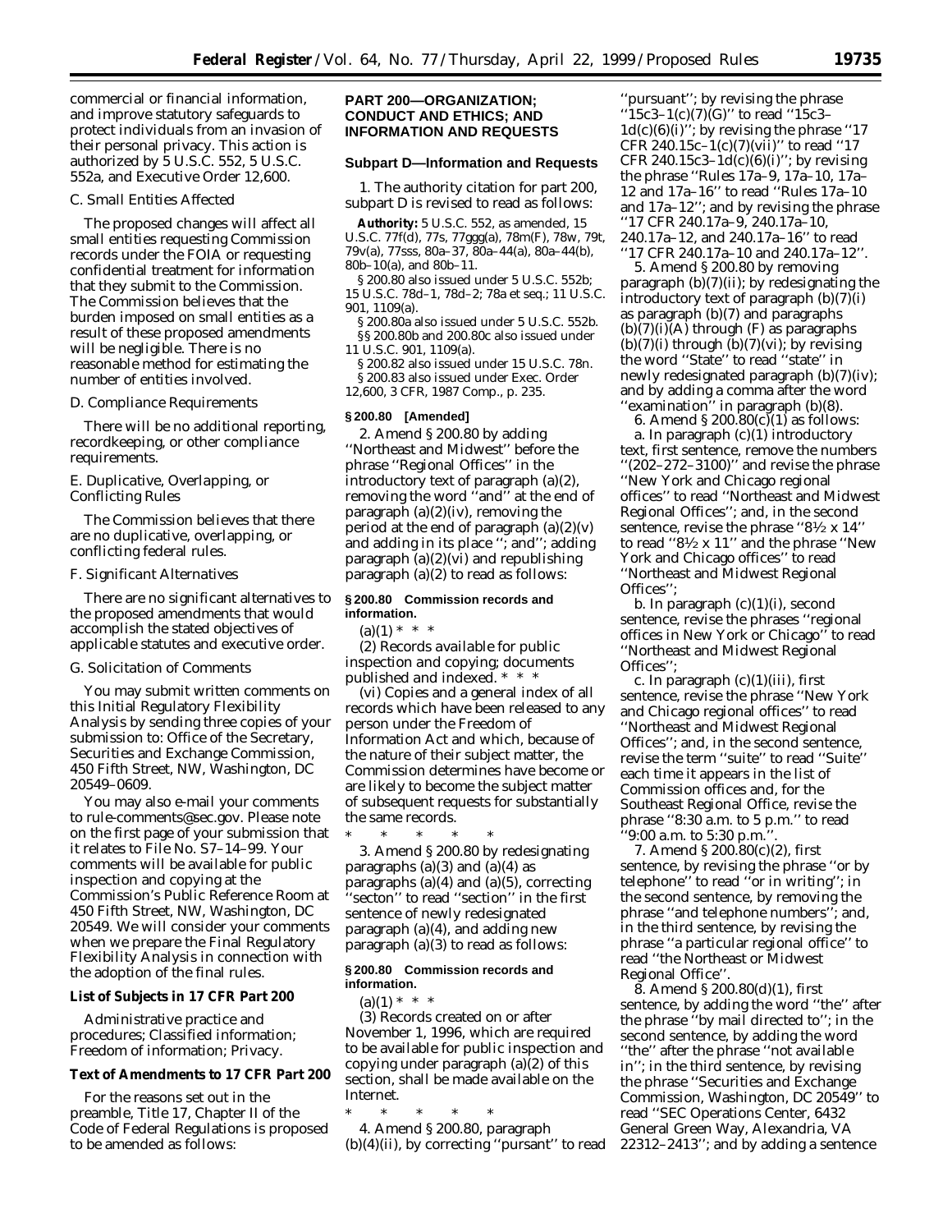commercial or financial information, and improve statutory safeguards to protect individuals from an invasion of their personal privacy. This action is authorized by 5 U.S.C. 552, 5 U.S.C. 552a, and Executive Order 12,600.

### C. Small Entities Affected

The proposed changes will affect all small entities requesting Commission records under the FOIA or requesting confidential treatment for information that they submit to the Commission. The Commission believes that the burden imposed on small entities as a result of these proposed amendments will be negligible. There is no reasonable method for estimating the number of entities involved.

### D. Compliance Requirements

There will be no additional reporting, recordkeeping, or other compliance requirements.

### E. Duplicative, Overlapping, or Conflicting Rules

The Commission believes that there are no duplicative, overlapping, or conflicting federal rules.

### F. Significant Alternatives

There are no significant alternatives to the proposed amendments that would accomplish the stated objectives of applicable statutes and executive order.

### G. Solicitation of Comments

You may submit written comments on this Initial Regulatory Flexibility Analysis by sending three copies of your submission to: Office of the Secretary, Securities and Exchange Commission, 450 Fifth Street, NW, Washington, DC 20549–0609.

You may also e-mail your comments to rule-comments@sec.gov. Please note on the first page of your submission that it relates to File No. S7–14–99. Your comments will be available for public inspection and copying at the Commission's Public Reference Room at 450 Fifth Street, NW, Washington, DC 20549. We will consider your comments when we prepare the Final Regulatory Flexibility Analysis in connection with the adoption of the final rules.

**List of Subjects in 17 CFR Part 200**

Administrative practice and procedures; Classified information; Freedom of information; Privacy.

**Text of Amendments to 17 CFR Part 200**

For the reasons set out in the preamble, Title 17, Chapter II of the Code of Federal Regulations is proposed to be amended as follows:

**PART 200—ORGANIZATION; CONDUCT AND ETHICS; AND INFORMATION AND REQUESTS**

**Subpart D—Information and Requests**

1. The authority citation for part 200, subpart D is revised to read as follows:

**Authority:** 5 U.S.C. 552, as amended, 15 U.S.C. 77f(d), 77s, 77ggg(a), 78m(F), 78w, 79t, 79v(a), 77sss, 80a–37, 80a–44(a), 80a–44(b), 80b–10(a), and 80b–11.

§ 200.80 also issued under 5 U.S.C. 552b; 15 U.S.C. 78d–1, 78d–2; 78a et seq.; 11 U.S.C. 901, 1109(a).

§ 200.80a also issued under 5 U.S.C. 552b.

§§ 200.80b and 200.80c also issued under 11 U.S.C. 901, 1109(a).

§ 200.82 also issued under 15 U.S.C. 78n.

§ 200.83 also issued under Exec. Order 12,600, 3 CFR, 1987 Comp., p. 235.

**§ 200.80 [Amended]**

2. Amend § 200.80 by adding "Northeast and Midwest" before the phrase "Regional Offices" in the introductory text of paragraph (a)(2), removing the word "and" at the end of paragraph (a)(2)(iv), removing the period at the end of paragraph (a)(2)(v) and adding in its place "; and"; adding paragraph (a)(2)(vi) and republishing paragraph (a)(2) to read as follows:

**§ 200.80 Commission records and information.**

(a)(1) * * *

(2) *Records available for public inspection and copying; documents published and indexed.* * * *

(vi) Copies and a general index of all records which have been released to any person under the Freedom of Information Act and which, because of the nature of their subject matter, the Commission determines have become or are likely to become the subject matter of subsequent requests for substantially the same records.

\* \* \* \* \*

3. Amend § 200.80 by redesignating paragraphs (a)(3) and (a)(4) as paragraphs (a)(4) and (a)(5), correcting "secton" to read "section" in the first sentence of newly redesignated paragraph (a)(4), and adding new paragraph (a)(3) to read as follows:

**§ 200.80 Commission records and information.**

(a)(1) * * *

(3) Records created on or after November 1, 1996, which are required to be available for public inspection and copying under paragraph (a)(2) of this section, shall be made available on the Internet.

\* \* \* \* \*

4. Amend § 200.80, paragraph (b)(4)(ii), by correcting "pursant" to read "pursuant"; by revising the phrase "15c3–1(c)(7)(G)" to read "15c3–1d(c)(6)(i)"; by revising the phrase "17 CFR 240.15c–1(c)(7)(vii)" to read "17 CFR 240.15c3–1d(c)(6)(i)"; by revising the phrase "Rules 17a–9, 17a–10, 17a–12 and 17a–16" to read "Rules 17a–10 and 17a–12"; and by revising the phrase "17 CFR 240.17a–9, 240.17a–10, 240.17a–12, and 240.17a–16" to read "17 CFR 240.17a–10 and 240.17a–12".

5. Amend § 200.80 by removing paragraph (b)(7)(ii); by redesignating the introductory text of paragraph (b)(7)(i) as paragraph (b)(7) and paragraphs (b)(7)(i)(A) through (F) as paragraphs (b)(7)(i) through (b)(7)(vi); by revising the word "State" to read "state" in newly redesignated paragraph (b)(7)(iv); and by adding a comma after the word "examination" in paragraph (b)(8).

6. Amend § 200.80(c)(1) as follows:

a. In paragraph (c)(1) introductory text, first sentence, remove the numbers "(202–272–3100)" and revise the phrase "New York and Chicago regional offices" to read "Northeast and Midwest Regional Offices"; and, in the second sentence, revise the phrase "8½ x 14" to read "8½ x 11" and the phrase "New York and Chicago offices" to read "Northeast and Midwest Regional Offices";

b. In paragraph (c)(1)(i), second sentence, revise the phrases "regional offices in New York or Chicago" to read "Northeast and Midwest Regional Offices";

c. In paragraph (c)(1)(iii), first sentence, revise the phrase "New York and Chicago regional offices" to read "Northeast and Midwest Regional Offices"; and, in the second sentence, revise the term "suite" to read "Suite" each time it appears in the list of Commission offices and, for the Southeast Regional Office, revise the phrase "8:30 a.m. to 5 p.m." to read "9:00 a.m. to 5:30 p.m.".

7. Amend § 200.80(c)(2), first sentence, by revising the phrase "or by telephone" to read "or in writing"; in the second sentence, by removing the phrase "and telephone numbers"; and, in the third sentence, by revising the phrase "a particular regional office" to read "the Northeast or Midwest Regional Office".

8. Amend § 200.80(d)(1), first sentence, by adding the word "the" after the phrase "by mail directed to"; in the second sentence, by adding the word "the" after the phrase "not available in"; in the third sentence, by revising the phrase "Securities and Exchange Commission, Washington, DC 20549" to read "SEC Operations Center, 6432 General Green Way, Alexandria, VA 22312–2413"; and by adding a sentence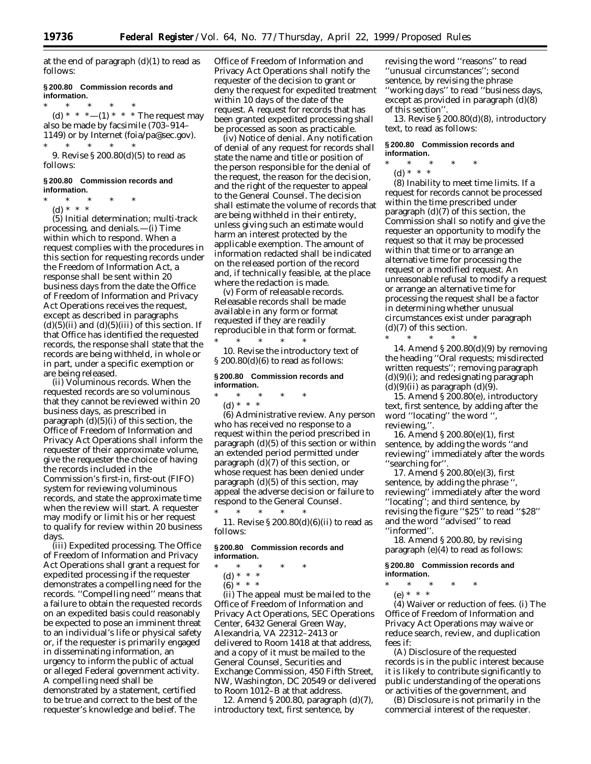at the end of paragraph (d)(1) to read as follows:

**§ 200.80 Commission records and information.**

\* \* \* \* \*

(d) \* \* \*—(1) \* \* \* The request may also be made by facsimile (703–914–1149) or by Internet (foia/pa@sec.gov).

\* \* \* \* \*

9. Revise § 200.80(d)(5) to read as follows:

**§ 200.80 Commission records and information.**

\* \* \* \* \*

(d) \* \* \*

(5) *Initial determination; multi-track processing, and denials.*—(i) *Time within which to respond.* When a request complies with the procedures in this section for requesting records under the Freedom of Information Act, a response shall be sent within 20 business days from the date the Office of Freedom of Information and Privacy Act Operations receives the request, except as described in paragraphs (d)(5)(ii) and (d)(5)(iii) of this section. If that Office has identified the requested records, the response shall state that the records are being withheld, in whole or in part, under a specific exemption or are being released.

(ii) *Voluminous records.* When the requested records are so voluminous that they cannot be reviewed within 20 business days, as prescribed in paragraph (d)(5)(i) of this section, the Office of Freedom of Information and Privacy Act Operations shall inform the requester of their approximate volume, give the requester the choice of having the records included in the Commission's first-in, first-out (FIFO) system for reviewing voluminous records, and state the approximate time when the review will start. A requester may modify or limit his or her request to qualify for review within 20 business days.

(iii) *Expedited processing.* The Office of Freedom of Information and Privacy Act Operations shall grant a request for expedited processing if the requester demonstrates a compelling need for the records. ''Compelling need'' means that a failure to obtain the requested records on an expedited basis could reasonably be expected to pose an imminent threat to an individual's life or physical safety or, if the requester is primarily engaged in disseminating information, an urgency to inform the public of actual or alleged Federal government activity. A compelling need shall be demonstrated by a statement, certified to be true and correct to the best of the requester's knowledge and belief. The Office of Freedom of Information and Privacy Act Operations shall notify the requester of the decision to grant or deny the request for expedited treatment within 10 days of the date of the request. A request for records that has been granted expedited processing shall be processed as soon as practicable.

(iv) *Notice of denial.* Any notification of denial of any request for records shall state the name and title or position of the person responsible for the denial of the request, the reason for the decision, and the right of the requester to appeal to the General Counsel. The decision shall estimate the volume of records that are being withheld in their entirety, unless giving such an estimate would harm an interest protected by the applicable exemption. The amount of information redacted shall be indicated on the released portion of the record and, if technically feasible, at the place where the redaction is made.

(v) *Form of releasable records.* Releasable records shall be made available in any form or format requested if they are readily reproducible in that form or format.

\* \* \* \* \*

10. Revise the introductory text of § 200.80(d)(6) to read as follows:

**§ 200.80 Commission records and information.**

\* \* \* \* \*

(d) \* \* \*

(6) *Administrative review.* Any person who has received no response to a request within the period prescribed in paragraph (d)(5) of this section or within an extended period permitted under paragraph (d)(7) of this section, or whose request has been denied under paragraph (d)(5) of this section, may appeal the adverse decision or failure to respond to the General Counsel.

\* \* \* \* \*

11. Revise § 200.80(d)(6)(ii) to read as follows:

**§ 200.80 Commission records and information.**

\* \* \* \* \*

(d) \* \* \*

(6) \* \* \*

(ii) The appeal must be mailed to the Office of Freedom of Information and Privacy Act Operations, SEC Operations Center, 6432 General Green Way, Alexandria, VA 22312–2413 or delivered to Room 1418 at that address, and a copy of it must be mailed to the General Counsel, Securities and Exchange Commission, 450 Fifth Street, NW, Washington, DC 20549 or delivered to Room 1012–B at that address.

12. Amend § 200.80, paragraph (d)(7), introductory text, first sentence, by revising the word ''reasons'' to read ''unusual circumstances''; second sentence, by revising the phrase ''working days'' to read ''business days, except as provided in paragraph (d)(8) of this section''.

13. Revise § 200.80(d)(8), introductory text, to read as follows:

**§ 200.80 Commission records and information.**

\* \* \* \* \*

(d) \* \* \*

(8) *Inability to meet time limits.* If a request for records cannot be processed within the time prescribed under paragraph (d)(7) of this section, the Commission shall so notify and give the requester an opportunity to modify the request so that it may be processed within that time or to arrange an alternative time for processing the request or a modified request. An unreasonable refusal to modify a request or arrange an alternative time for processing the request shall be a factor in determining whether unusual circumstances exist under paragraph (d)(7) of this section.

\* \* \* \* \*

14. Amend § 200.80(d)(9) by removing the heading ''Oral requests; misdirected written requests''; removing paragraph (d)(9)(i); and redesignating paragraph (d)(9)(ii) as paragraph (d)(9).

15. Amend § 200.80(e), introductory text, first sentence, by adding after the word ''locating'' the word '', reviewing,''.

16. Amend § 200.80(e)(1), first sentence, by adding the words ''and reviewing'' immediately after the words ''searching for''.

17. Amend § 200.80(e)(3), first sentence, by adding the phrase '', reviewing'' immediately after the word ''locating''; and third sentence, by revising the figure ''$25'' to read ''$28'' and the word ''advised'' to read ''informed''.

18. Amend § 200.80, by revising paragraph (e)(4) to read as follows:

**§ 200.80 Commission records and information.**

\* \* \* \* \*

(e) \* \* \*

(4) *Waiver or reduction of fees.* (i) The Office of Freedom of Information and Privacy Act Operations may waive or reduce search, review, and duplication fees if:

(A) Disclosure of the requested records is in the public interest because it is likely to contribute significantly to public understanding of the operations or activities of the government, and

(B) Disclosure is not primarily in the commercial interest of the requester.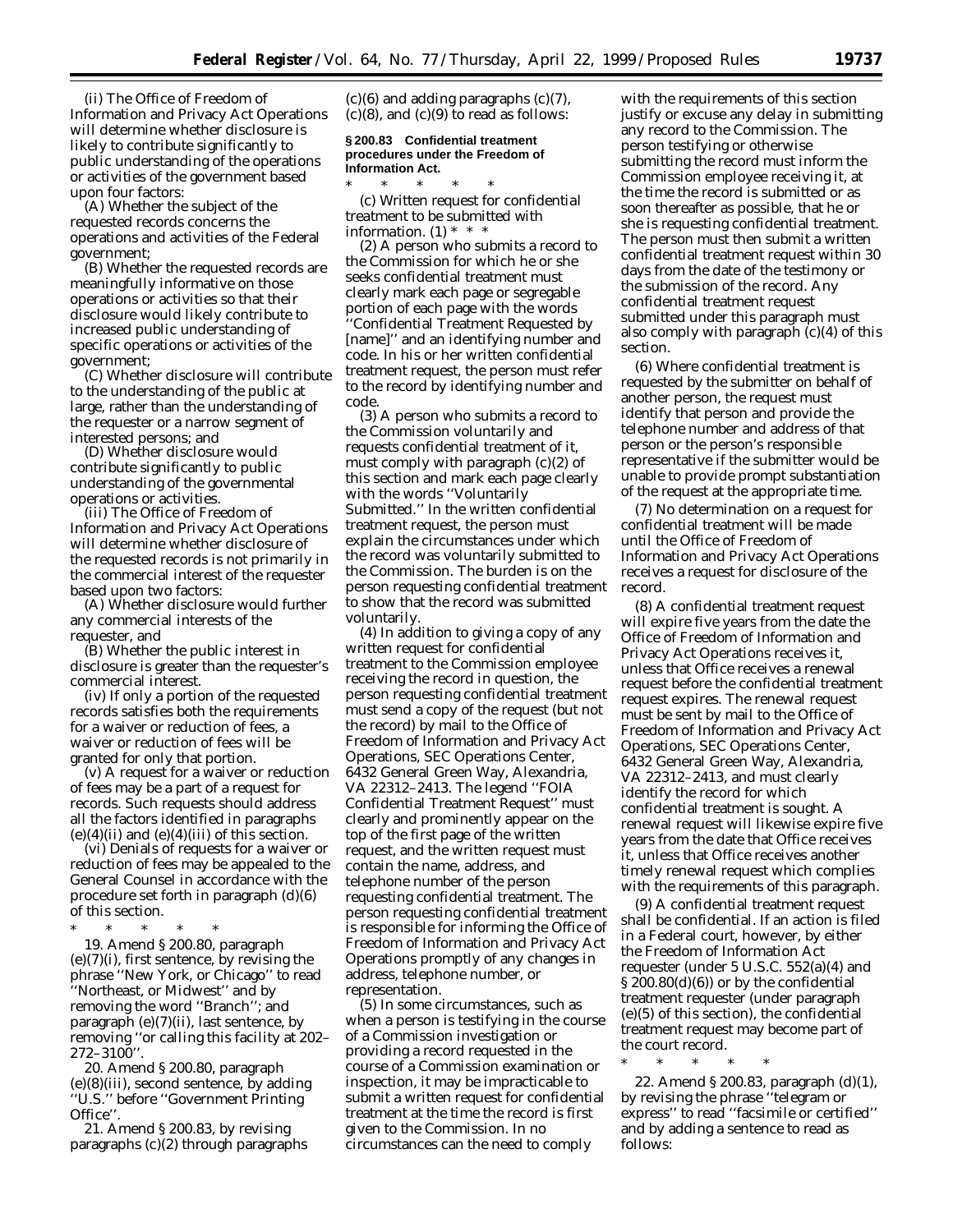(ii) The Office of Freedom of Information and Privacy Act Operations will determine whether disclosure is likely to contribute significantly to public understanding of the operations or activities of the government based upon four factors:

(A) Whether the subject of the requested records concerns the operations and activities of the Federal government;

(B) Whether the requested records are meaningfully informative on those operations or activities so that their disclosure would likely contribute to increased public understanding of specific operations or activities of the government;

(C) Whether disclosure will contribute to the understanding of the public at large, rather than the understanding of the requester or a narrow segment of interested persons; and

(D) Whether disclosure would contribute significantly to public understanding of the governmental operations or activities.

(iii) The Office of Freedom of Information and Privacy Act Operations will determine whether disclosure of the requested records is not primarily in the commercial interest of the requester based upon two factors:

(A) Whether disclosure would further any commercial interests of the requester, and

(B) Whether the public interest in disclosure is greater than the requester's commercial interest.

(iv) If only a portion of the requested records satisfies both the requirements for a waiver or reduction of fees, a waiver or reduction of fees will be granted for only that portion.

(v) A request for a waiver or reduction of fees may be a part of a request for records. Such requests should address all the factors identified in paragraphs (e)(4)(ii) and (e)(4)(iii) of this section.

(vi) Denials of requests for a waiver or reduction of fees may be appealed to the General Counsel in accordance with the procedure set forth in paragraph (d)(6) of this section.

\* \* \* \* \*

19. Amend § 200.80, paragraph (e)(7)(i), first sentence, by revising the phrase ''New York, or Chicago'' to read ''Northeast, or Midwest'' and by removing the word ''Branch''; and paragraph (e)(7)(ii), last sentence, by removing ''or calling this facility at 202–272–3100''.

20. Amend § 200.80, paragraph (e)(8)(iii), second sentence, by adding ''U.S.'' before ''Government Printing Office''.

21. Amend § 200.83, by revising paragraphs (c)(2) through paragraphs (c)(6) and adding paragraphs (c)(7), (c)(8), and (c)(9) to read as follows:

**§ 200.83 Confidential treatment procedures under the Freedom of Information Act.**

\* \* \* \* \*

(c) *Written request for confidential treatment to be submitted with information.* (1) \* \* \*

(2) A person who submits a record to the Commission for which he or she seeks confidential treatment must clearly mark each page or segregable portion of each page with the words ''Confidential Treatment Requested by [name]'' and an identifying number and code. In his or her written confidential treatment request, the person must refer to the record by identifying number and code.

(3) A person who submits a record to the Commission voluntarily and requests confidential treatment of it, must comply with paragraph (c)(2) of this section and mark each page clearly with the words ''Voluntarily Submitted.'' In the written confidential treatment request, the person must explain the circumstances under which the record was voluntarily submitted to the Commission. The burden is on the person requesting confidential treatment to show that the record was submitted voluntarily.

(4) In addition to giving a copy of any written request for confidential treatment to the Commission employee receiving the record in question, the person requesting confidential treatment must send a copy of the request (but not the record) by mail to the Office of Freedom of Information and Privacy Act Operations, SEC Operations Center, 6432 General Green Way, Alexandria, VA 22312–2413. The legend ''FOIA Confidential Treatment Request'' must clearly and prominently appear on the top of the first page of the written request, and the written request must contain the name, address, and telephone number of the person requesting confidential treatment. The person requesting confidential treatment is responsible for informing the Office of Freedom of Information and Privacy Act Operations promptly of any changes in address, telephone number, or representation.

(5) In some circumstances, such as when a person is testifying in the course of a Commission investigation or providing a record requested in the course of a Commission examination or inspection, it may be impracticable to submit a written request for confidential treatment at the time the record is first given to the Commission. In no circumstances can the need to comply with the requirements of this section justify or excuse any delay in submitting any record to the Commission. The person testifying or otherwise submitting the record must inform the Commission employee receiving it, at the time the record is submitted or as soon thereafter as possible, that he or she is requesting confidential treatment. The person must then submit a written confidential treatment request within 30 days from the date of the testimony or the submission of the record. Any confidential treatment request submitted under this paragraph must also comply with paragraph (c)(4) of this section.

(6) Where confidential treatment is requested by the submitter on behalf of another person, the request must identify that person and provide the telephone number and address of that person or the person's responsible representative if the submitter would be unable to provide prompt substantiation of the request at the appropriate time.

(7) No determination on a request for confidential treatment will be made until the Office of Freedom of Information and Privacy Act Operations receives a request for disclosure of the record.

(8) A confidential treatment request will expire five years from the date the Office of Freedom of Information and Privacy Act Operations receives it, unless that Office receives a renewal request before the confidential treatment request expires. The renewal request must be sent by mail to the Office of Freedom of Information and Privacy Act Operations, SEC Operations Center, 6432 General Green Way, Alexandria, VA 22312–2413, and must clearly identify the record for which confidential treatment is sought. A renewal request will likewise expire five years from the date that Office receives it, unless that Office receives another timely renewal request which complies with the requirements of this paragraph.

(9) A confidential treatment request shall be confidential. If an action is filed in a Federal court, however, by either the Freedom of Information Act requester (under 5 U.S.C. 552(a)(4) and § 200.80(d)(6)) or by the confidential treatment requester (under paragraph (e)(5) of this section), the confidential treatment request may become part of the court record.

\* \* \* \* \*

22. Amend § 200.83, paragraph (d)(1), by revising the phrase ''telegram or express'' to read ''facsimile or certified'' and by adding a sentence to read as follows: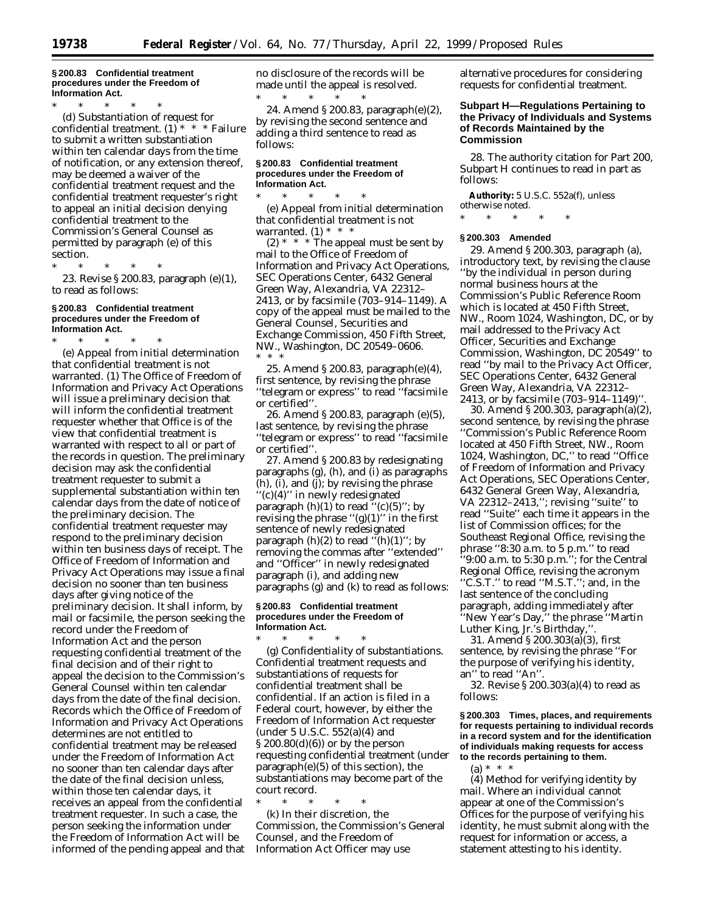**§ 200.83 Confidential treatment procedures under the Freedom of Information Act.**

\* \* \* \* \*

(d) *Substantiation of request for confidential treatment.* (1) \* \* \* Failure to submit a written substantiation within ten calendar days from the time of notification, or any extension thereof, may be deemed a waiver of the confidential treatment request and the confidential treatment requester's right to appeal an initial decision denying confidential treatment to the Commission's General Counsel as permitted by paragraph (e) of this section.

\* \* \* \* \*

23. Revise § 200.83, paragraph (e)(1), to read as follows:

**§ 200.83 Confidential treatment procedures under the Freedom of Information Act.**

\* \* \* \* \*

(e) *Appeal from initial determination that confidential treatment is not warranted.* (1) The Office of Freedom of Information and Privacy Act Operations will issue a preliminary decision that will inform the confidential treatment requester whether that Office is of the view that confidential treatment is warranted with respect to all or part of the records in question. The preliminary decision may ask the confidential treatment requester to submit a supplemental substantiation within ten calendar days from the date of notice of the preliminary decision. The confidential treatment requester may respond to the preliminary decision within ten business days of receipt. The Office of Freedom of Information and Privacy Act Operations may issue a final decision no sooner than ten business days after giving notice of the preliminary decision. It shall inform, by mail or facsimile, the person seeking the record under the Freedom of Information Act and the person requesting confidential treatment of the final decision and of their right to appeal the decision to the Commission's General Counsel within ten calendar days from the date of the final decision. Records which the Office of Freedom of Information and Privacy Act Operations determines are not entitled to confidential treatment may be released under the Freedom of Information Act no sooner than ten calendar days after the date of the final decision unless, within those ten calendar days, it receives an appeal from the confidential treatment requester. In such a case, the person seeking the information under the Freedom of Information Act will be informed of the pending appeal and that no disclosure of the records will be made until the appeal is resolved.

\* \* \* \* \*

24. Amend § 200.83, paragraph(e)(2), by revising the second sentence and adding a third sentence to read as follows:

**§ 200.83 Confidential treatment procedures under the Freedom of Information Act.**

\* \* \* \* \*

(e) *Appeal from initial determination that confidential treatment is not warranted.* (1) \* \* \*

(2) \* \* \* The appeal must be sent by mail to the Office of Freedom of Information and Privacy Act Operations, SEC Operations Center, 6432 General Green Way, Alexandria, VA 22312–2413, or by facsimile (703–914–1149). A copy of the appeal must be mailed to the General Counsel, Securities and Exchange Commission, 450 Fifth Street, NW., Washington, DC 20549–0606. \* \* \*

25. Amend § 200.83, paragraph(e)(4), first sentence, by revising the phrase ''telegram or express'' to read ''facsimile or certified''.

26. Amend § 200.83, paragraph (e)(5), last sentence, by revising the phrase ''telegram or express'' to read ''facsimile or certified''.

27. Amend § 200.83 by redesignating paragraphs (g), (h), and (i) as paragraphs (h), (i), and (j); by revising the phrase ''(c)(4)'' in newly redesignated paragraph (h)(1) to read ''(c)(5)''; by revising the phrase ''(g)(1)'' in the first sentence of newly redesignated paragraph (h)(2) to read ''(h)(1)''; by removing the commas after ''extended'' and ''Officer'' in newly redesignated paragraph (i), and adding new paragraphs (g) and (k) to read as follows:

**§ 200.83 Confidential treatment procedures under the Freedom of Information Act.**

\* \* \* \* \*

(g) *Confidentiality of substantiations.* Confidential treatment requests and substantiations of requests for confidential treatment shall be confidential. If an action is filed in a Federal court, however, by either the Freedom of Information Act requester (under 5 U.S.C. 552(a)(4) and § 200.80(d)(6)) or by the person requesting confidential treatment (under paragraph(e)(5) of this section), the substantiations may become part of the court record.

\* \* \* \* \*

(k) In their discretion, the Commission, the Commission's General Counsel, and the Freedom of Information Act Officer may use alternative procedures for considering requests for confidential treatment.

**Subpart H—Regulations Pertaining to the Privacy of Individuals and Systems of Records Maintained by the Commission**

28. The authority citation for Part 200, Subpart H continues to read in part as follows:

**Authority:** 5 U.S.C. 552a(f), unless otherwise noted.

\* \* \* \* \*

**§ 200.303 Amended**

29. Amend § 200.303, paragraph (a), introductory text, by revising the clause ''by the individual in person during normal business hours at the Commission's Public Reference Room which is located at 450 Fifth Street, NW., Room 1024, Washington, DC, or by mail addressed to the Privacy Act Officer, Securities and Exchange Commission, Washington, DC 20549'' to read ''by mail to the Privacy Act Officer, SEC Operations Center, 6432 General Green Way, Alexandria, VA 22312–2413, or by facsimile (703–914–1149)''.

30. Amend § 200.303, paragraph(a)(2), second sentence, by revising the phrase ''Commission's Public Reference Room located at 450 Fifth Street, NW., Room 1024, Washington, DC,'' to read ''Office of Freedom of Information and Privacy Act Operations, SEC Operations Center, 6432 General Green Way, Alexandria, VA 22312–2413,''; revising ''suite'' to read ''Suite'' each time it appears in the list of Commission offices; for the Southeast Regional Office, revising the phrase ''8:30 a.m. to 5 p.m.'' to read ''9:00 a.m. to 5:30 p.m.''; for the Central Regional Office, revising the acronym ''C.S.T.'' to read ''M.S.T.''; and, in the last sentence of the concluding paragraph, adding immediately after ''New Year's Day,'' the phrase ''Martin Luther King, Jr.'s Birthday,''.

31. Amend § 200.303(a)(3), first sentence, by revising the phrase ''For the purpose of verifying his identity, an'' to read ''An''.

32. Revise § 200.303(a)(4) to read as follows:

**§ 200.303 Times, places, and requirements for requests pertaining to individual records in a record system and for the identification of individuals making requests for access to the records pertaining to them.**

(a) \* \* \*

(4) *Method for verifying identity by mail.* Where an individual cannot appear at one of the Commission's Offices for the purpose of verifying his identity, he must submit along with the request for information or access, a statement attesting to his identity.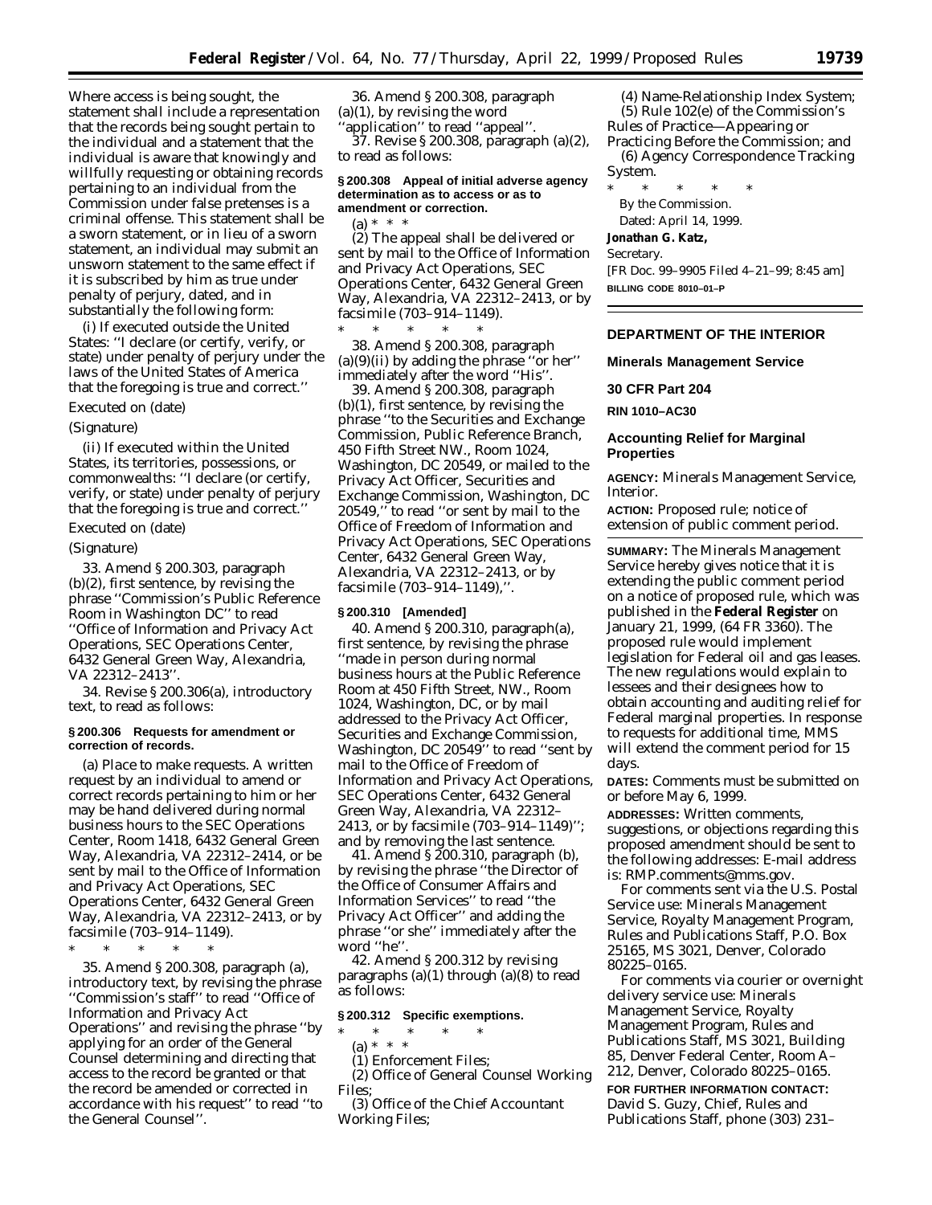Where access is being sought, the statement shall include a representation that the records being sought pertain to the individual and a statement that the individual is aware that knowingly and willfully requesting or obtaining records pertaining to an individual from the Commission under false pretenses is a criminal offense. This statement shall be a sworn statement, or in lieu of a sworn statement, an individual may submit an unsworn statement to the same effect if it is subscribed by him as true under penalty of perjury, dated, and in substantially the following form:

(i) If executed outside the United States: ''I declare (or certify, verify, or state) under penalty of perjury under the laws of the United States of America that the foregoing is true and correct.''

Executed on (date)

(Signature)

(ii) If executed within the United States, its territories, possessions, or commonwealths: ''I declare (or certify, verify, or state) under penalty of perjury that the foregoing is true and correct.''

Executed on (date)

(Signature)

33. Amend § 200.303, paragraph (b)(2), first sentence, by revising the phrase ''Commission's Public Reference Room in Washington DC'' to read ''Office of Information and Privacy Act Operations, SEC Operations Center, 6432 General Green Way, Alexandria, VA 22312–2413''.

34. Revise § 200.306(a), introductory text, to read as follows:

**§ 200.306 Requests for amendment or correction of records.**

(a) *Place to make requests.* A written request by an individual to amend or correct records pertaining to him or her may be hand delivered during normal business hours to the SEC Operations Center, Room 1418, 6432 General Green Way, Alexandria, VA 22312–2414, or be sent by mail to the Office of Information and Privacy Act Operations, SEC Operations Center, 6432 General Green Way, Alexandria, VA 22312–2413, or by facsimile (703–914–1149).

\* \* \* \* \*

35. Amend § 200.308, paragraph (a), introductory text, by revising the phrase ''Commission's staff'' to read ''Office of Information and Privacy Act Operations'' and revising the phrase ''by applying for an order of the General Counsel determining and directing that access to the record be granted or that the record be amended or corrected in accordance with his request'' to read ''to the General Counsel''.

36. Amend § 200.308, paragraph (a)(1), by revising the word ''application'' to read ''appeal''.

37. Revise § 200.308, paragraph (a)(2), to read as follows:

**§ 200.308 Appeal of initial adverse agency determination as to access or as to amendment or correction.**

(a) \* \* \*

(2) The appeal shall be delivered or sent by mail to the Office of Information and Privacy Act Operations, SEC Operations Center, 6432 General Green Way, Alexandria, VA 22312–2413, or by facsimile (703–914–1149).

\* \* \* \* \*

38. Amend § 200.308, paragraph (a)(9)(ii) by adding the phrase ''or her'' immediately after the word ''His''.

39. Amend § 200.308, paragraph (b)(1), first sentence, by revising the phrase ''to the Securities and Exchange Commission, Public Reference Branch, 450 Fifth Street NW., Room 1024, Washington, DC 20549, or mailed to the Privacy Act Officer, Securities and Exchange Commission, Washington, DC 20549,'' to read ''or sent by mail to the Office of Freedom of Information and Privacy Act Operations, SEC Operations Center, 6432 General Green Way, Alexandria, VA 22312–2413, or by facsimile (703–914–1149),''.

**§ 200.310 [Amended]**

40. Amend § 200.310, paragraph(a), first sentence, by revising the phrase ''made in person during normal business hours at the Public Reference Room at 450 Fifth Street, NW., Room 1024, Washington, DC, or by mail addressed to the Privacy Act Officer, Securities and Exchange Commission, Washington, DC 20549'' to read ''sent by mail to the Office of Freedom of Information and Privacy Act Operations, SEC Operations Center, 6432 General Green Way, Alexandria, VA 22312–2413, or by facsimile (703–914–1149)''; and by removing the last sentence.

41. Amend § 200.310, paragraph (b), by revising the phrase ''the Director of the Office of Consumer Affairs and Information Services'' to read ''the Privacy Act Officer'' and adding the phrase ''or she'' immediately after the word ''he''.

42. Amend § 200.312 by revising paragraphs (a)(1) through (a)(8) to read as follows:

**§ 200.312 Specific exemptions.**

\* \* \* \* \*

(a) \* \* \*

(1) Enforcement Files;

(2) Office of General Counsel Working Files;

(3) Office of the Chief Accountant Working Files;

(4) Name-Relationship Index System;

(5) Rule 102(e) of the Commission's Rules of Practice—Appearing or Practicing Before the Commission; and

(6) Agency Correspondence Tracking System.

\* \* \* \* \*

By the Commission.

Dated: April 14, 1999.

**Jonathan G. Katz,**

*Secretary.*

[FR Doc. 99–9905 Filed 4–21–99; 8:45 am]

**BILLING CODE 8010–01–P**

---

## DEPARTMENT OF THE INTERIOR

### Minerals Management Service

### 30 CFR Part 204

**RIN 1010–AC30**

### Accounting Relief for Marginal Properties

**AGENCY:** Minerals Management Service, Interior.

**ACTION:** Proposed rule; notice of extension of public comment period.

**SUMMARY:** The Minerals Management Service hereby gives notice that it is extending the public comment period on a notice of proposed rule, which was published in the **Federal Register** on January 21, 1999, (64 FR 3360). The proposed rule would implement legislation for Federal oil and gas leases. The new regulations would explain to lessees and their designees how to obtain accounting and auditing relief for Federal marginal properties. In response to requests for additional time, MMS will extend the comment period for 15 days.

**DATES:** Comments must be submitted on or before May 6, 1999.

**ADDRESSES:** Written comments, suggestions, or objections regarding this proposed amendment should be sent to the following addresses: E-mail address is: RMP.comments@mms.gov.

For comments sent via the U.S. Postal Service use: Minerals Management Service, Royalty Management Program, Rules and Publications Staff, P.O. Box 25165, MS 3021, Denver, Colorado 80225–0165.

For comments via courier or overnight delivery service use: Minerals Management Service, Royalty Management Program, Rules and Publications Staff, MS 3021, Building 85, Denver Federal Center, Room A–212, Denver, Colorado 80225–0165.

**FOR FURTHER INFORMATION CONTACT:** David S. Guzy, Chief, Rules and Publications Staff, phone (303) 231–